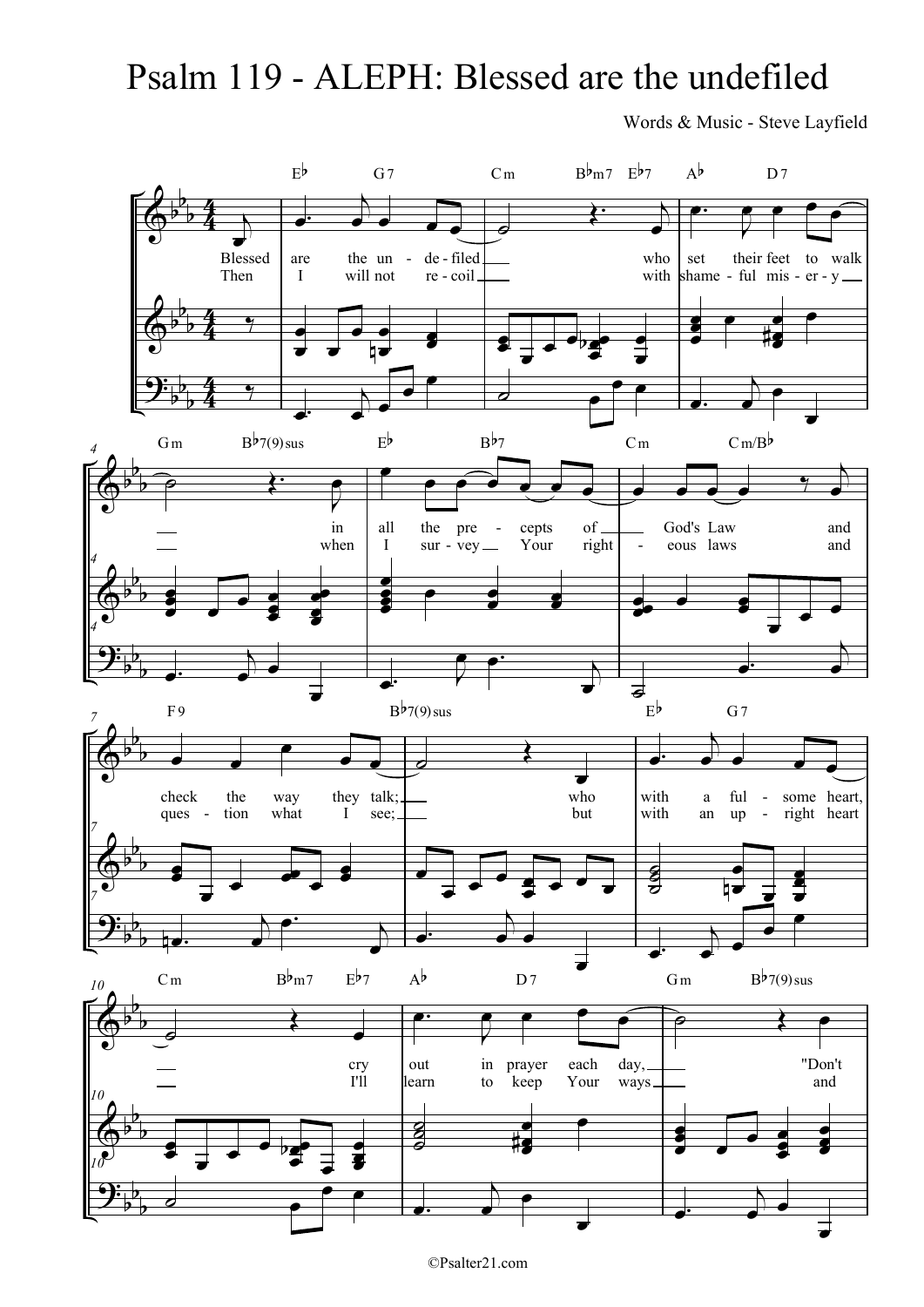# Psalm 119 - ALEPH: Blessed are the undefiled

Words & Music - Steve Layfield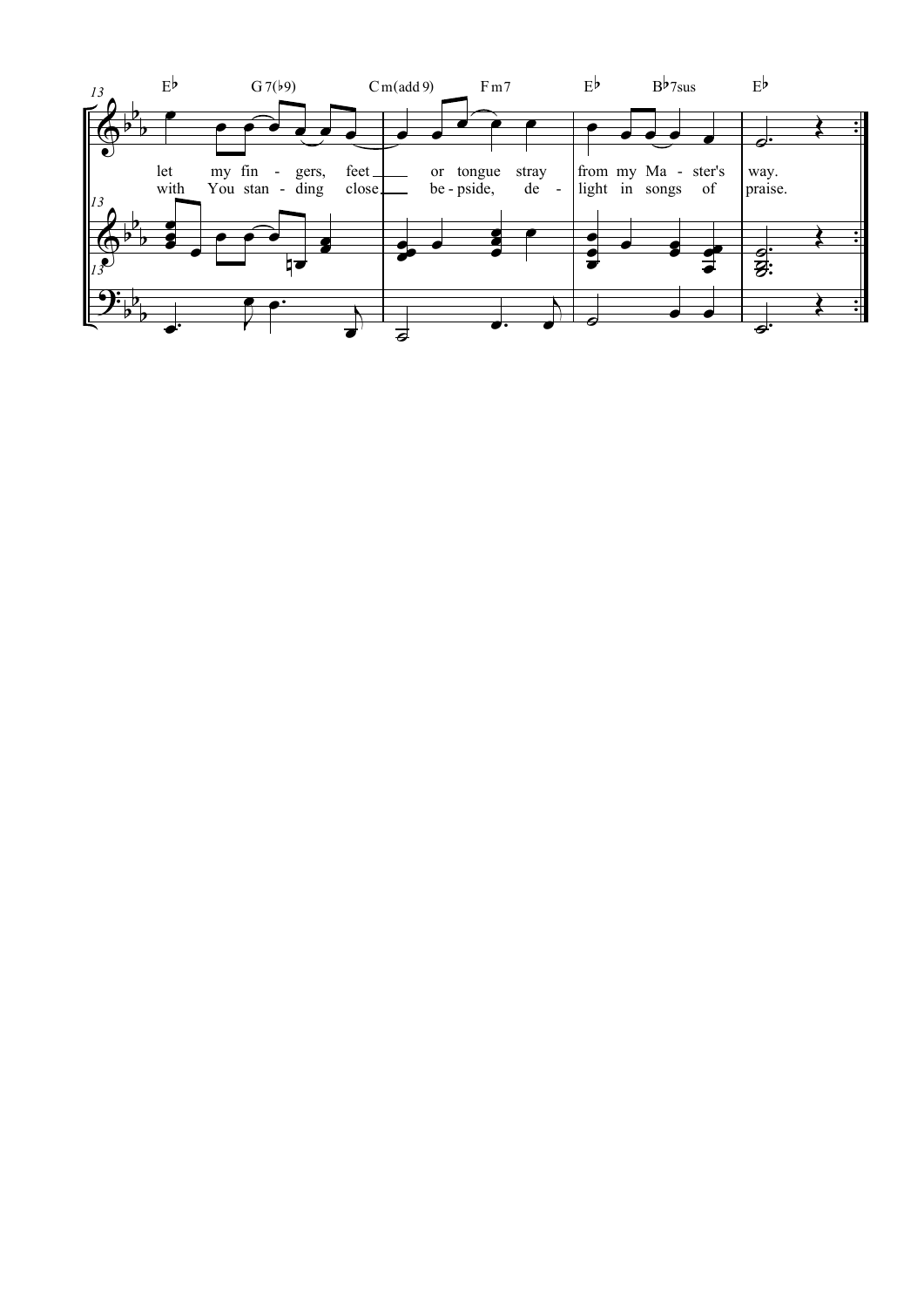13

E♭ G7(♭9) Cm(add9) Fm7 E♭ B♭7sus E♭

let my fin - gers, feet ___ or tongue stray from my Ma - ster's way.
with You stan - ding close ___ be - pside, de - light in songs of praise.